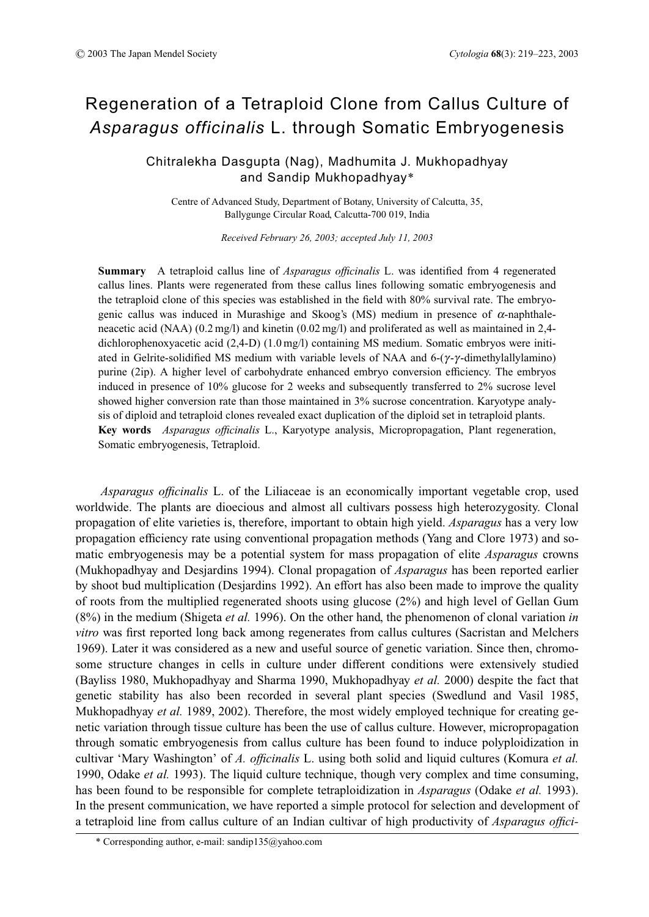# Regeneration of a Tetraploid Clone from Callus Culture of *Asparagus officinalis* L. through Somatic Embryogenesis

Chitralekha Dasgupta (Nag), Madhumita J. Mukhopadhyay and Sandip Mukhopadhyay*

Centre of Advanced Study, Department of Botany, University of Calcutta, 35, Ballygunge Circular Road, Calcutta-700 019, India

*Received February 26, 2003; accepted July 11, 2003*

**Summary** A tetraploid callus line of *Asparagus officinalis* L. was identified from 4 regenerated callus lines. Plants were regenerated from these callus lines following somatic embryogenesis and the tetraploid clone of this species was established in the field with 80% survival rate. The embryogenic callus was induced in Murashige and Skoog's (MS) medium in presence of $\alpha$-naphthaleneacetic acid (NAA) (0.2 mg/l) and kinetin (0.02 mg/l) and proliferated as well as maintained in 2,4-dichlorophenoxyacetic acid (2,4-D) (1.0 mg/l) containing MS medium. Somatic embryos were initiated in Gelrite-solidified MS medium with variable levels of NAA and 6-($\gamma$-$\gamma$-dimethylallylamino) purine (2ip). A higher level of carbohydrate enhanced embryo conversion efficiency. The embryos induced in presence of 10% glucose for 2 weeks and subsequently transferred to 2% sucrose level showed higher conversion rate than those maintained in 3% sucrose concentration. Karyotype analysis of diploid and tetraploid clones revealed exact duplication of the diploid set in tetraploid plants.

**Key words** *Asparagus officinalis* L., Karyotype analysis, Micropropagation, Plant regeneration, Somatic embryogenesis, Tetraploid.

*Asparagus officinalis* L. of the Liliaceae is an economically important vegetable crop, used worldwide. The plants are dioecious and almost all cultivars possess high heterozygosity. Clonal propagation of elite varieties is, therefore, important to obtain high yield. *Asparagus* has a very low propagation efficiency rate using conventional propagation methods (Yang and Clore 1973) and somatic embryogenesis may be a potential system for mass propagation of elite *Asparagus* crowns (Mukhopadhyay and Desjardins 1994). Clonal propagation of *Asparagus* has been reported earlier by shoot bud multiplication (Desjardins 1992). An effort has also been made to improve the quality of roots from the multiplied regenerated shoots using glucose (2%) and high level of Gellan Gum (8%) in the medium (Shigeta *et al.* 1996). On the other hand, the phenomenon of clonal variation *in vitro* was first reported long back among regenerates from callus cultures (Sacristan and Melchers 1969). Later it was considered as a new and useful source of genetic variation. Since then, chromosome structure changes in cells in culture under different conditions were extensively studied (Bayliss 1980, Mukhopadhyay and Sharma 1990, Mukhopadhyay *et al.* 2000) despite the fact that genetic stability has also been recorded in several plant species (Swedlund and Vasil 1985, Mukhopadhyay *et al.* 1989, 2002). Therefore, the most widely employed technique for creating genetic variation through tissue culture has been the use of callus culture. However, micropropagation through somatic embryogenesis from callus culture has been found to induce polyploidization in cultivar 'Mary Washington' of *A. officinalis* L. using both solid and liquid cultures (Komura *et al.* 1990, Odake *et al.* 1993). The liquid culture technique, though very complex and time consuming, has been found to be responsible for complete tetraploidization in *Asparagus* (Odake *et al.* 1993). In the present communication, we have reported a simple protocol for selection and development of a tetraploid line from callus culture of an Indian cultivar of high productivity of *Asparagus offici-*

\* Corresponding author, e-mail: sandip135@yahoo.com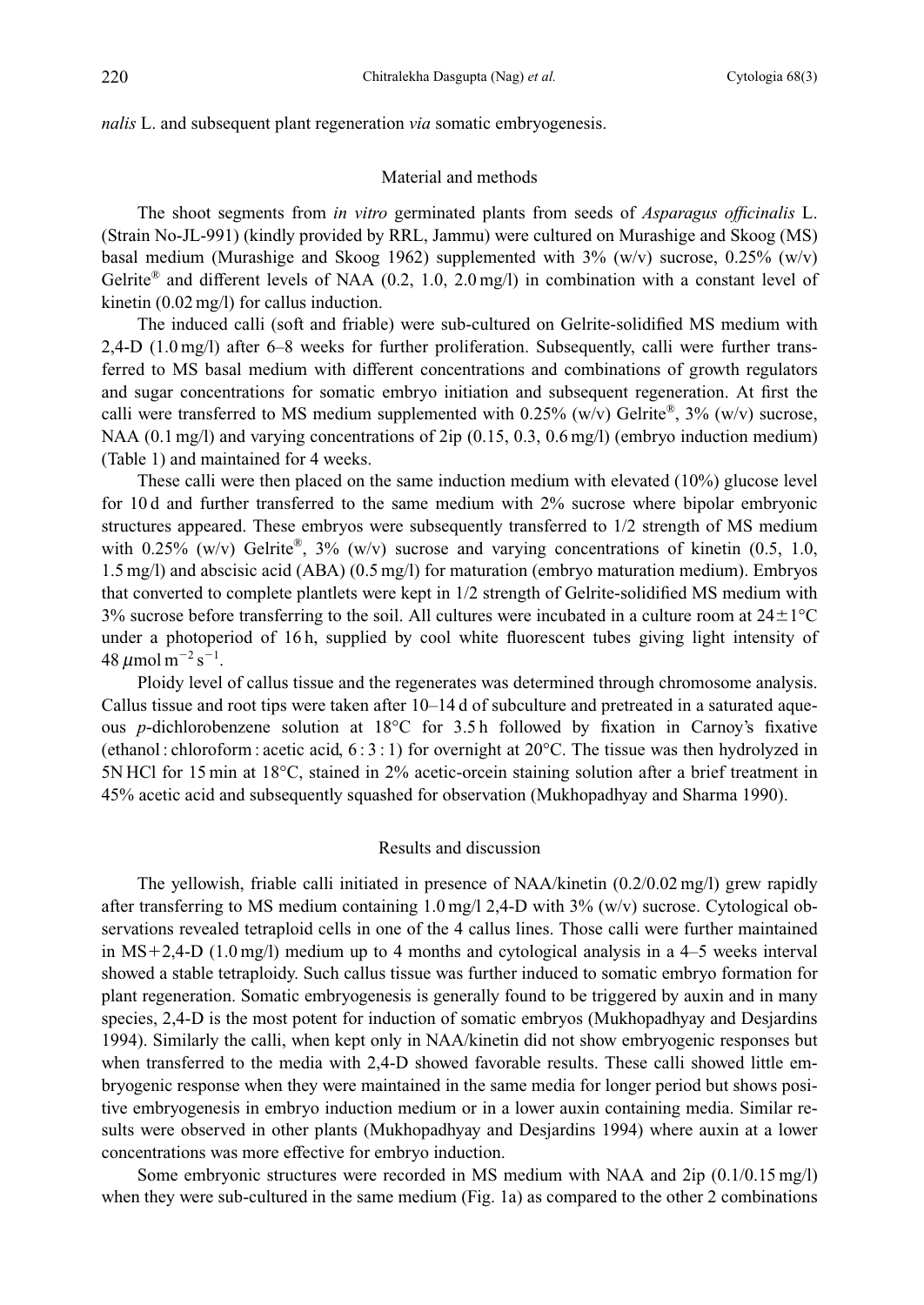*nalis* L. and subsequent plant regeneration *via* somatic embryogenesis.

## Material and methods

The shoot segments from *in vitro* germinated plants from seeds of *Asparagus officinalis* L. (Strain No-JL-991) (kindly provided by RRL, Jammu) were cultured on Murashige and Skoog (MS) basal medium (Murashige and Skoog 1962) supplemented with 3% (w/v) sucrose, 0.25% (w/v) Gelrite® and different levels of NAA (0.2, 1.0, 2.0 mg/l) in combination with a constant level of kinetin (0.02 mg/l) for callus induction.

The induced calli (soft and friable) were sub-cultured on Gelrite-solidified MS medium with 2,4-D (1.0 mg/l) after 6–8 weeks for further proliferation. Subsequently, calli were further transferred to MS basal medium with different concentrations and combinations of growth regulators and sugar concentrations for somatic embryo initiation and subsequent regeneration. At first the calli were transferred to MS medium supplemented with 0.25% (w/v) Gelrite®, 3% (w/v) sucrose, NAA (0.1 mg/l) and varying concentrations of 2ip (0.15, 0.3, 0.6 mg/l) (embryo induction medium) (Table 1) and maintained for 4 weeks.

These calli were then placed on the same induction medium with elevated (10%) glucose level for 10 d and further transferred to the same medium with 2% sucrose where bipolar embryonic structures appeared. These embryos were subsequently transferred to 1/2 strength of MS medium with 0.25% (w/v) Gelrite®, 3% (w/v) sucrose and varying concentrations of kinetin (0.5, 1.0, 1.5 mg/l) and abscisic acid (ABA) (0.5 mg/l) for maturation (embryo maturation medium). Embryos that converted to complete plantlets were kept in 1/2 strength of Gelrite-solidified MS medium with 3% sucrose before transferring to the soil. All cultures were incubated in a culture room at $24\pm1°C$ under a photoperiod of 16 h, supplied by cool white fluorescent tubes giving light intensity of $48\,\mu mol\,m^{-2}\,s^{-1}$.

Ploidy level of callus tissue and the regenerates was determined through chromosome analysis. Callus tissue and root tips were taken after 10–14 d of subculture and pretreated in a saturated aqueous *p*-dichlorobenzene solution at 18°C for 3.5 h followed by fixation in Carnoy's fixative (ethanol : chloroform : acetic acid, 6 : 3 : 1) for overnight at 20°C. The tissue was then hydrolyzed in 5N HCl for 15 min at 18°C, stained in 2% acetic-orcein staining solution after a brief treatment in 45% acetic acid and subsequently squashed for observation (Mukhopadhyay and Sharma 1990).

## Results and discussion

The yellowish, friable calli initiated in presence of NAA/kinetin (0.2/0.02 mg/l) grew rapidly after transferring to MS medium containing 1.0 mg/l 2,4-D with 3% (w/v) sucrose. Cytological observations revealed tetraploid cells in one of the 4 callus lines. Those calli were further maintained in MS+2,4-D (1.0 mg/l) medium up to 4 months and cytological analysis in a 4–5 weeks interval showed a stable tetraploidy. Such callus tissue was further induced to somatic embryo formation for plant regeneration. Somatic embryogenesis is generally found to be triggered by auxin and in many species, 2,4-D is the most potent for induction of somatic embryos (Mukhopadhyay and Desjardins 1994). Similarly the calli, when kept only in NAA/kinetin did not show embryogenic responses but when transferred to the media with 2,4-D showed favorable results. These calli showed little embryogenic response when they were maintained in the same media for longer period but shows positive embryogenesis in embryo induction medium or in a lower auxin containing media. Similar results were observed in other plants (Mukhopadhyay and Desjardins 1994) where auxin at a lower concentrations was more effective for embryo induction.

Some embryonic structures were recorded in MS medium with NAA and 2ip (0.1/0.15 mg/l) when they were sub-cultured in the same medium (Fig. 1a) as compared to the other 2 combinations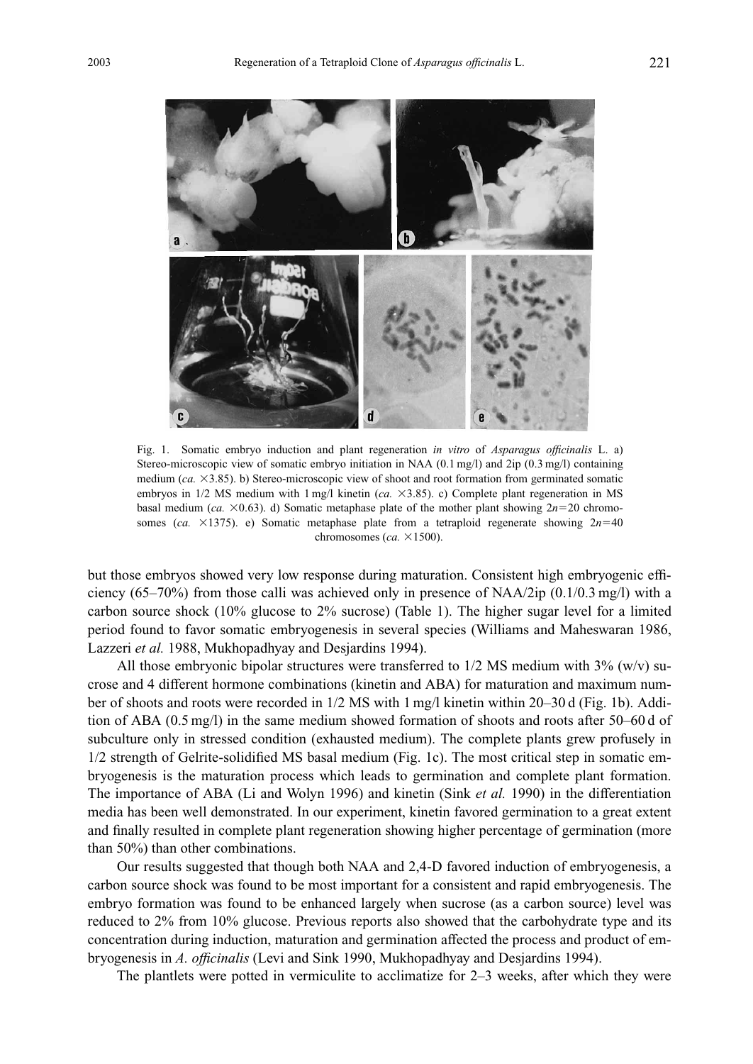Fig. 1. Somatic embryo induction and plant regeneration *in vitro* of *Asparagus officinalis* L. a) Stereo-microscopic view of somatic embryo initiation in NAA (0.1 mg/l) and 2ip (0.3 mg/l) containing medium (*ca.* ×3.85). b) Stereo-microscopic view of shoot and root formation from germinated somatic embryos in 1/2 MS medium with 1 mg/l kinetin (*ca.* ×3.85). c) Complete plant regeneration in MS basal medium (*ca.* ×0.63). d) Somatic metaphase plate of the mother plant showing $2n=20$ chromosomes (*ca.* ×1375). e) Somatic metaphase plate from a tetraploid regenerate showing $2n=40$ chromosomes (*ca.* ×1500).

but those embryos showed very low response during maturation. Consistent high embryogenic efficiency (65–70%) from those calli was achieved only in presence of NAA/2ip (0.1/0.3 mg/l) with a carbon source shock (10% glucose to 2% sucrose) (Table 1). The higher sugar level for a limited period found to favor somatic embryogenesis in several species (Williams and Maheswaran 1986, Lazzeri *et al.* 1988, Mukhopadhyay and Desjardins 1994).

All those embryonic bipolar structures were transferred to 1/2 MS medium with 3% (w/v) sucrose and 4 different hormone combinations (kinetin and ABA) for maturation and maximum number of shoots and roots were recorded in 1/2 MS with 1 mg/l kinetin within 20–30 d (Fig. 1b). Addition of ABA (0.5 mg/l) in the same medium showed formation of shoots and roots after 50–60 d of subculture only in stressed condition (exhausted medium). The complete plants grew profusely in 1/2 strength of Gelrite-solidified MS basal medium (Fig. 1c). The most critical step in somatic embryogenesis is the maturation process which leads to germination and complete plant formation. The importance of ABA (Li and Wolyn 1996) and kinetin (Sink *et al.* 1990) in the differentiation media has been well demonstrated. In our experiment, kinetin favored germination to a great extent and finally resulted in complete plant regeneration showing higher percentage of germination (more than 50%) than other combinations.

Our results suggested that though both NAA and 2,4-D favored induction of embryogenesis, a carbon source shock was found to be most important for a consistent and rapid embryogenesis. The embryo formation was found to be enhanced largely when sucrose (as a carbon source) level was reduced to 2% from 10% glucose. Previous reports also showed that the carbohydrate type and its concentration during induction, maturation and germination affected the process and product of embryogenesis in *A. officinalis* (Levi and Sink 1990, Mukhopadhyay and Desjardins 1994).

The plantlets were potted in vermiculite to acclimatize for 2–3 weeks, after which they were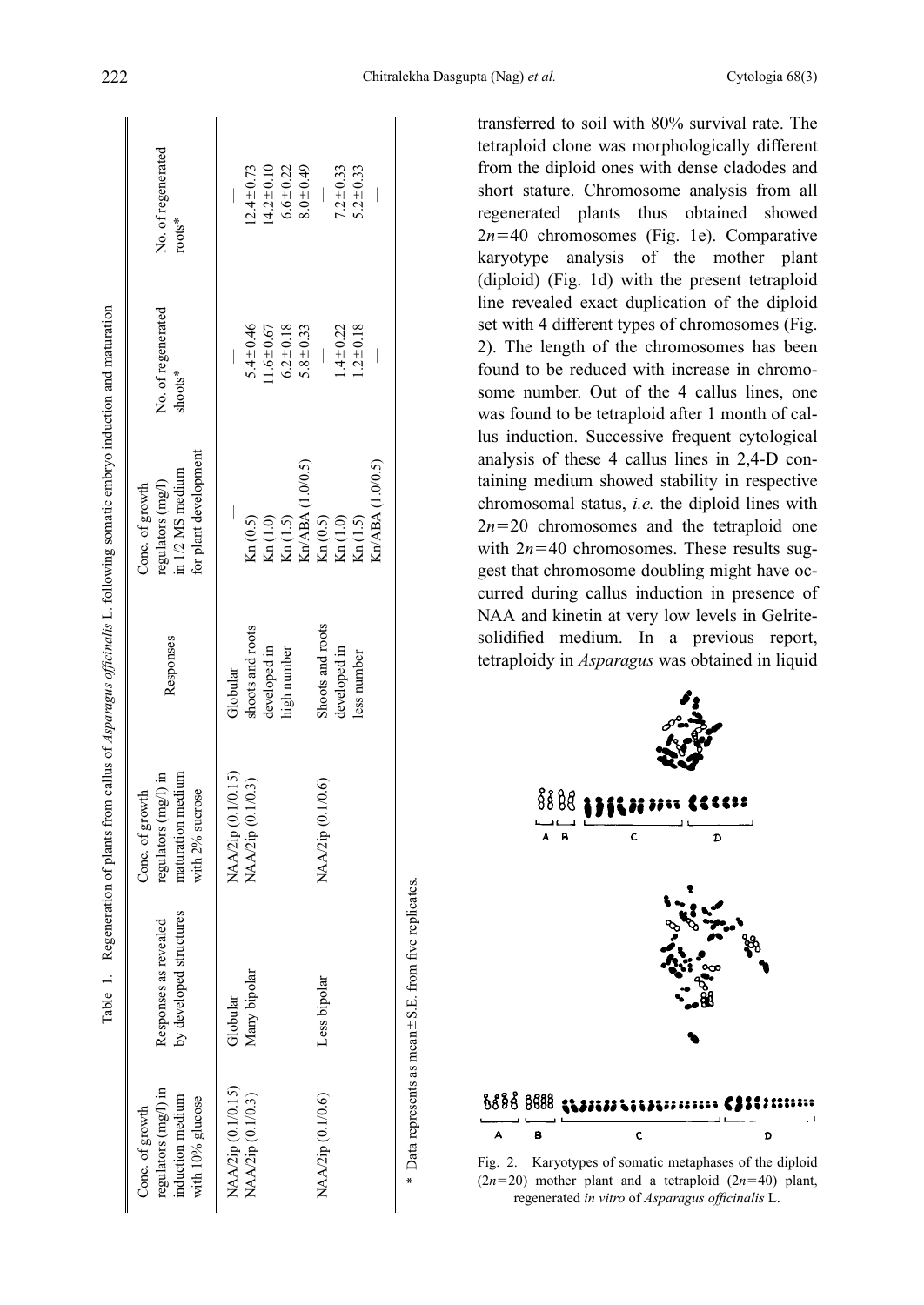Table 1. Regeneration of plants from callus of *Asparagus officinalis* L. following somatic embryo induction and maturation

| Conc. of growth regulators (mg/l) in induction medium with 10% glucose | Responses as revealed by developed structures | Conc. of growth regulators (mg/l) in maturation medium with 2% sucrose | Responses | Conc. of growth regulators (mg/l) in 1/2 MS medium for plant development | No. of regenerated shoots* | No. of regenerated roots* |
|---|---|---|---|---|---|---|
| NAA/2ip (0.1/0.15) | Globular | NAA/2ip (0.1/0.15) | Globular | — | — | — |
| NAA/2ip (0.1/0.3) | Many bipolar | NAA/2ip (0.1/0.3) | shoots and roots developed in high number | Kn (0.5) | 5.4±0.46 | 12.4±0.73 |
| | | | | Kn (1.0) | 11.6±0.67 | 14.2±0.10 |
| | | | | Kn (1.5) | 6.2±0.18 | 6.6±0.22 |
| | | | | Kn/ABA (1.0/0.5) | 5.8±0.33 | 8.0±0.49 |
| NAA/2ip (0.1/0.6) | Less bipolar | NAA/2ip (0.1/0.6) | Shoots and roots developed in less number | Kn (0.5) | — | — |
| | | | | Kn (1.0) | 1.4±0.22 | 7.2±0.33 |
| | | | | Kn (1.5) | 1.2±0.18 | 5.2±0.33 |
| | | | | Kn/ABA (1.0/0.5) | — | — |

* Data represents as mean±S.E. from five replicates.

transferred to soil with 80% survival rate. The tetraploid clone was morphologically different from the diploid ones with dense cladodes and short stature. Chromosome analysis from all regenerated plants thus obtained showed $2n=40$ chromosomes (Fig. 1e). Comparative karyotype analysis of the mother plant (diploid) (Fig. 1d) with the present tetraploid line revealed exact duplication of the diploid set with 4 different types of chromosomes (Fig. 2). The length of the chromosomes has been found to be reduced with increase in chromosome number. Out of the 4 callus lines, one was found to be tetraploid after 1 month of callus induction. Successive frequent cytological analysis of these 4 callus lines in 2,4-D containing medium showed stability in respective chromosomal status, *i.e.* the diploid lines with $2n=20$ chromosomes and the tetraploid one with $2n=40$ chromosomes. These results suggest that chromosome doubling might have occurred during callus induction in presence of NAA and kinetin at very low levels in Gelrite-solidified medium. In a previous report, tetraploidy in *Asparagus* was obtained in liquid

Fig. 2. Karyotypes of somatic metaphases of the diploid ($2n=20$) mother plant and a tetraploid ($2n=40$) plant, regenerated *in vitro* of *Asparagus officinalis* L.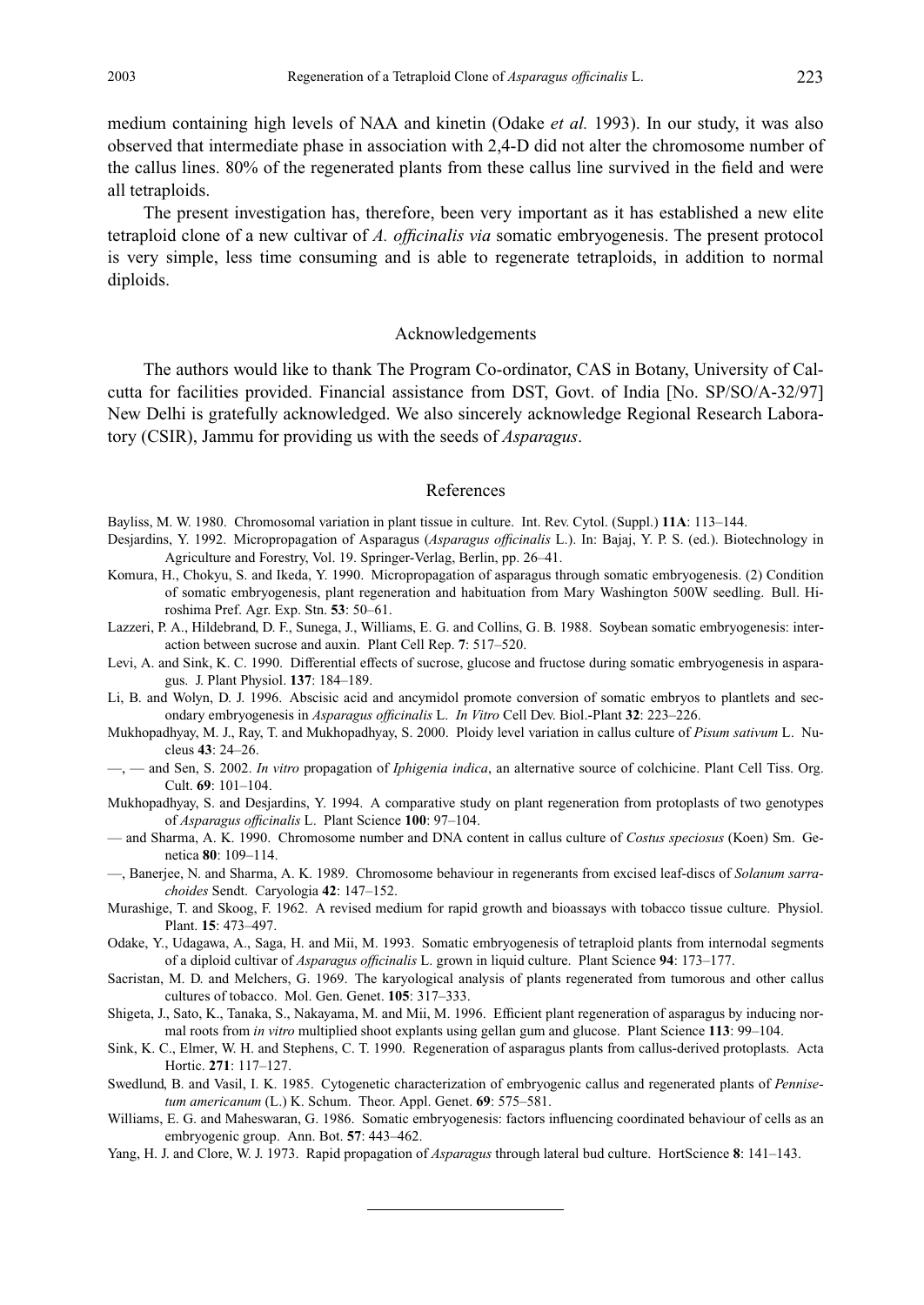medium containing high levels of NAA and kinetin (Odake *et al.* 1993). In our study, it was also observed that intermediate phase in association with 2,4-D did not alter the chromosome number of the callus lines. 80% of the regenerated plants from these callus line survived in the field and were all tetraploids.

The present investigation has, therefore, been very important as it has established a new elite tetraploid clone of a new cultivar of *A. officinalis via* somatic embryogenesis. The present protocol is very simple, less time consuming and is able to regenerate tetraploids, in addition to normal diploids.

## Acknowledgements

The authors would like to thank The Program Co-ordinator, CAS in Botany, University of Calcutta for facilities provided. Financial assistance from DST, Govt. of India [No. SP/SO/A-32/97] New Delhi is gratefully acknowledged. We also sincerely acknowledge Regional Research Laboratory (CSIR), Jammu for providing us with the seeds of *Asparagus*.

## References

Bayliss, M. W. 1980. Chromosomal variation in plant tissue in culture. Int. Rev. Cytol. (Suppl.) **11A**: 113–144.

Desjardins, Y. 1992. Micropropagation of Asparagus (*Asparagus officinalis* L.). In: Bajaj, Y. P. S. (ed.). Biotechnology in Agriculture and Forestry, Vol. 19. Springer-Verlag, Berlin, pp. 26–41.

Komura, H., Chokyu, S. and Ikeda, Y. 1990. Micropropagation of asparagus through somatic embryogenesis. (2) Condition of somatic embryogenesis, plant regeneration and habituation from Mary Washington 500W seedling. Bull. Hiroshima Pref. Agr. Exp. Stn. **53**: 50–61.

Lazzeri, P. A., Hildebrand, D. F., Sunega, J., Williams, E. G. and Collins, G. B. 1988. Soybean somatic embryogenesis: interaction between sucrose and auxin. Plant Cell Rep. **7**: 517–520.

Levi, A. and Sink, K. C. 1990. Differential effects of sucrose, glucose and fructose during somatic embryogenesis in asparagus. J. Plant Physiol. **137**: 184–189.

Li, B. and Wolyn, D. J. 1996. Abscisic acid and ancymidol promote conversion of somatic embryos to plantlets and secondary embryogenesis in *Asparagus officinalis* L. *In Vitro* Cell Dev. Biol.-Plant **32**: 223–226.

Mukhopadhyay, M. J., Ray, T. and Mukhopadhyay, S. 2000. Ploidy level variation in callus culture of *Pisum sativum* L. Nucleus **43**: 24–26.

—, — and Sen, S. 2002. *In vitro* propagation of *Iphigenia indica*, an alternative source of colchicine. Plant Cell Tiss. Org. Cult. **69**: 101–104.

Mukhopadhyay, S. and Desjardins, Y. 1994. A comparative study on plant regeneration from protoplasts of two genotypes of *Asparagus officinalis* L. Plant Science **100**: 97–104.

— and Sharma, A. K. 1990. Chromosome number and DNA content in callus culture of *Costus speciosus* (Koen) Sm. Genetica **80**: 109–114.

—, Banerjee, N. and Sharma, A. K. 1989. Chromosome behaviour in regenerants from excised leaf-discs of *Solanum sarrachoides* Sendt. Caryologia **42**: 147–152.

Murashige, T. and Skoog, F. 1962. A revised medium for rapid growth and bioassays with tobacco tissue culture. Physiol. Plant. **15**: 473–497.

Odake, Y., Udagawa, A., Saga, H. and Mii, M. 1993. Somatic embryogenesis of tetraploid plants from internodal segments of a diploid cultivar of *Asparagus officinalis* L. grown in liquid culture. Plant Science **94**: 173–177.

Sacristan, M. D. and Melchers, G. 1969. The karyological analysis of plants regenerated from tumorous and other callus cultures of tobacco. Mol. Gen. Genet. **105**: 317–333.

Shigeta, J., Sato, K., Tanaka, S., Nakayama, M. and Mii, M. 1996. Efficient plant regeneration of asparagus by inducing normal roots from *in vitro* multiplied shoot explants using gellan gum and glucose. Plant Science **113**: 99–104.

Sink, K. C., Elmer, W. H. and Stephens, C. T. 1990. Regeneration of asparagus plants from callus-derived protoplasts. Acta Hortic. **271**: 117–127.

Swedlund, B. and Vasil, I. K. 1985. Cytogenetic characterization of embryogenic callus and regenerated plants of *Pennisetum americanum* (L.) K. Schum. Theor. Appl. Genet. **69**: 575–581.

Williams, E. G. and Maheswaran, G. 1986. Somatic embryogenesis: factors influencing coordinated behaviour of cells as an embryogenic group. Ann. Bot. **57**: 443–462.

Yang, H. J. and Clore, W. J. 1973. Rapid propagation of *Asparagus* through lateral bud culture. HortScience **8**: 141–143.